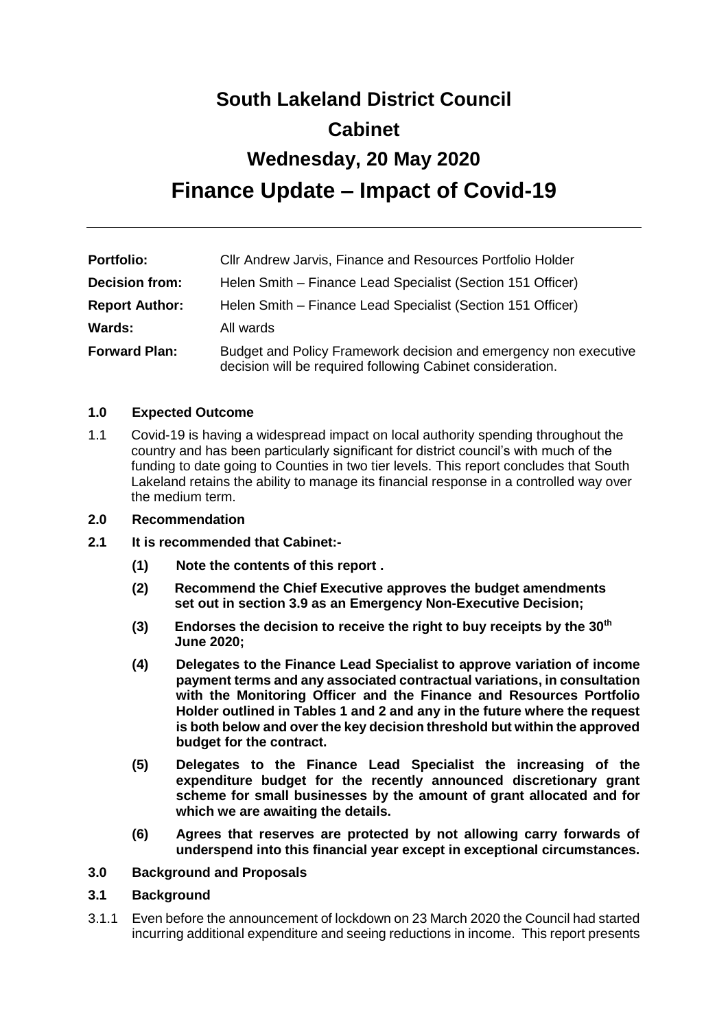# South Lakeland District Council

# Cabinet

# Wednesday, 20 May 2020

# Finance Update – Impact of Covid-19

---

| | |
|---|---|
| **Portfolio:** | Cllr Andrew Jarvis, Finance and Resources Portfolio Holder |
| **Decision from:** | Helen Smith – Finance Lead Specialist (Section 151 Officer) |
| **Report Author:** | Helen Smith – Finance Lead Specialist (Section 151 Officer) |
| **Wards:** | All wards |
| **Forward Plan:** | Budget and Policy Framework decision and emergency non executive decision will be required following Cabinet consideration. |

## 1.0 Expected Outcome

1.1 Covid-19 is having a widespread impact on local authority spending throughout the country and has been particularly significant for district council's with much of the funding to date going to Counties in two tier levels. This report concludes that South Lakeland retains the ability to manage its financial response in a controlled way over the medium term.

## 2.0 Recommendation

**2.1 It is recommended that Cabinet:-**

**(1) Note the contents of this report .**

**(2) Recommend the Chief Executive approves the budget amendments set out in section 3.9 as an Emergency Non-Executive Decision;**

**(3) Endorses the decision to receive the right to buy receipts by the 30th June 2020;**

**(4) Delegates to the Finance Lead Specialist to approve variation of income payment terms and any associated contractual variations, in consultation with the Monitoring Officer and the Finance and Resources Portfolio Holder outlined in Tables 1 and 2 and any in the future where the request is both below and over the key decision threshold but within the approved budget for the contract.**

**(5) Delegates to the Finance Lead Specialist the increasing of the expenditure budget for the recently announced discretionary grant scheme for small businesses by the amount of grant allocated and for which we are awaiting the details.**

**(6) Agrees that reserves are protected by not allowing carry forwards of underspend into this financial year except in exceptional circumstances.**

## 3.0 Background and Proposals

### 3.1 Background

3.1.1 Even before the announcement of lockdown on 23 March 2020 the Council had started incurring additional expenditure and seeing reductions in income. This report presents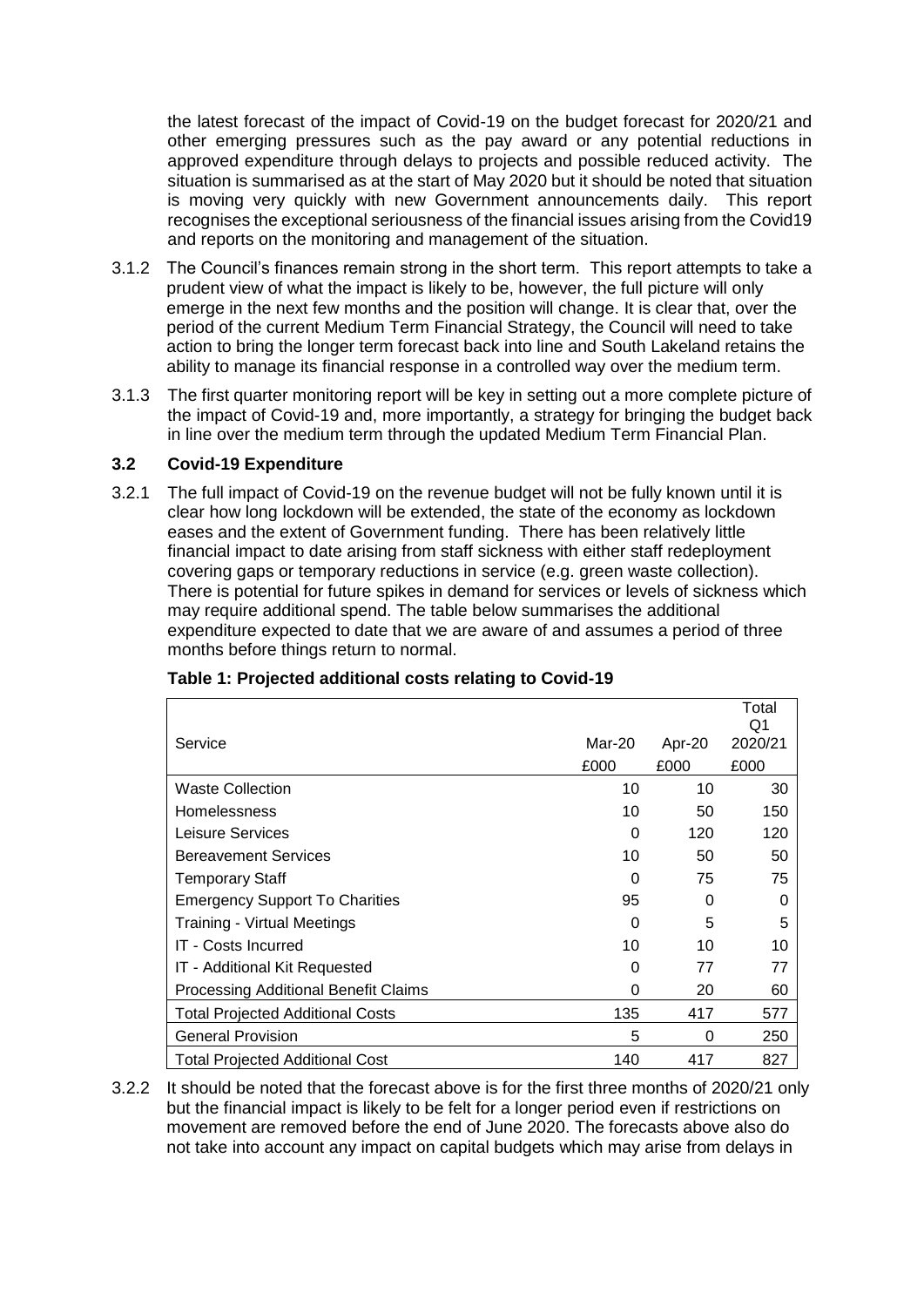the latest forecast of the impact of Covid-19 on the budget forecast for 2020/21 and other emerging pressures such as the pay award or any potential reductions in approved expenditure through delays to projects and possible reduced activity. The situation is summarised as at the start of May 2020 but it should be noted that situation is moving very quickly with new Government announcements daily. This report recognises the exceptional seriousness of the financial issues arising from the Covid19 and reports on the monitoring and management of the situation.

3.1.2 The Council's finances remain strong in the short term. This report attempts to take a prudent view of what the impact is likely to be, however, the full picture will only emerge in the next few months and the position will change. It is clear that, over the period of the current Medium Term Financial Strategy, the Council will need to take action to bring the longer term forecast back into line and South Lakeland retains the ability to manage its financial response in a controlled way over the medium term.

3.1.3 The first quarter monitoring report will be key in setting out a more complete picture of the impact of Covid-19 and, more importantly, a strategy for bringing the budget back in line over the medium term through the updated Medium Term Financial Plan.

### 3.2 Covid-19 Expenditure

3.2.1 The full impact of Covid-19 on the revenue budget will not be fully known until it is clear how long lockdown will be extended, the state of the economy as lockdown eases and the extent of Government funding. There has been relatively little financial impact to date arising from staff sickness with either staff redeployment covering gaps or temporary reductions in service (e.g. green waste collection). There is potential for future spikes in demand for services or levels of sickness which may require additional spend. The table below summarises the additional expenditure expected to date that we are aware of and assumes a period of three months before things return to normal.

**Table 1: Projected additional costs relating to Covid-19**

| Service | Mar-20 | Apr-20 | Total Q1 2020/21 |
|---|---|---|---|
| | £000 | £000 | £000 |
| Waste Collection | 10 | 10 | 30 |
| Homelessness | 10 | 50 | 150 |
| Leisure Services | 0 | 120 | 120 |
| Bereavement Services | 10 | 50 | 50 |
| Temporary Staff | 0 | 75 | 75 |
| Emergency Support To Charities | 95 | 0 | 0 |
| Training - Virtual Meetings | 0 | 5 | 5 |
| IT - Costs Incurred | 10 | 10 | 10 |
| IT - Additional Kit Requested | 0 | 77 | 77 |
| Processing Additional Benefit Claims | 0 | 20 | 60 |
| Total Projected Additional Costs | 135 | 417 | 577 |
| General Provision | 5 | 0 | 250 |
| Total Projected Additional Cost | 140 | 417 | 827 |

3.2.2 It should be noted that the forecast above is for the first three months of 2020/21 only but the financial impact is likely to be felt for a longer period even if restrictions on movement are removed before the end of June 2020. The forecasts above also do not take into account any impact on capital budgets which may arise from delays in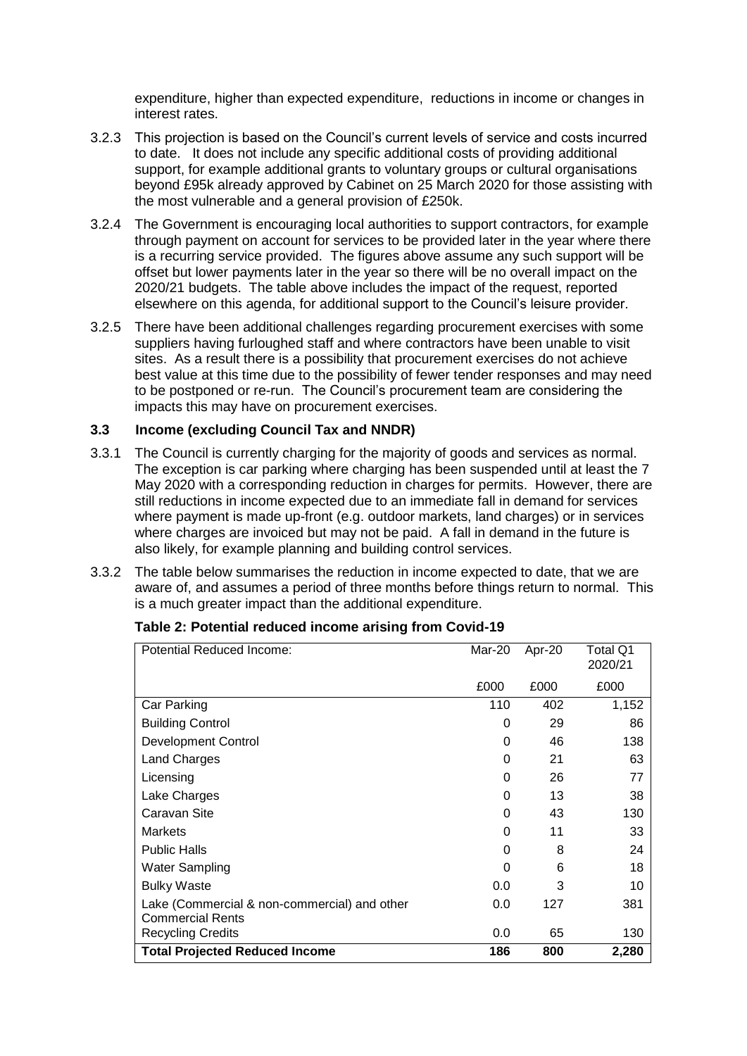expenditure, higher than expected expenditure, reductions in income or changes in interest rates.

3.2.3 This projection is based on the Council's current levels of service and costs incurred to date. It does not include any specific additional costs of providing additional support, for example additional grants to voluntary groups or cultural organisations beyond £95k already approved by Cabinet on 25 March 2020 for those assisting with the most vulnerable and a general provision of £250k.

3.2.4 The Government is encouraging local authorities to support contractors, for example through payment on account for services to be provided later in the year where there is a recurring service provided. The figures above assume any such support will be offset but lower payments later in the year so there will be no overall impact on the 2020/21 budgets. The table above includes the impact of the request, reported elsewhere on this agenda, for additional support to the Council's leisure provider.

3.2.5 There have been additional challenges regarding procurement exercises with some suppliers having furloughed staff and where contractors have been unable to visit sites. As a result there is a possibility that procurement exercises do not achieve best value at this time due to the possibility of fewer tender responses and may need to be postponed or re-run. The Council's procurement team are considering the impacts this may have on procurement exercises.

### 3.3 Income (excluding Council Tax and NNDR)

3.3.1 The Council is currently charging for the majority of goods and services as normal. The exception is car parking where charging has been suspended until at least the 7 May 2020 with a corresponding reduction in charges for permits. However, there are still reductions in income expected due to an immediate fall in demand for services where payment is made up-front (e.g. outdoor markets, land charges) or in services where charges are invoiced but may not be paid. A fall in demand in the future is also likely, for example planning and building control services.

3.3.2 The table below summarises the reduction in income expected to date, that we are aware of, and assumes a period of three months before things return to normal. This is a much greater impact than the additional expenditure.

**Table 2: Potential reduced income arising from Covid-19**

| Potential Reduced Income: | Mar-20 | Apr-20 | Total Q1 2020/21 |
|---|---|---|---|
| | £000 | £000 | £000 |
| Car Parking | 110 | 402 | 1,152 |
| Building Control | 0 | 29 | 86 |
| Development Control | 0 | 46 | 138 |
| Land Charges | 0 | 21 | 63 |
| Licensing | 0 | 26 | 77 |
| Lake Charges | 0 | 13 | 38 |
| Caravan Site | 0 | 43 | 130 |
| Markets | 0 | 11 | 33 |
| Public Halls | 0 | 8 | 24 |
| Water Sampling | 0 | 6 | 18 |
| Bulky Waste | 0.0 | 3 | 10 |
| Lake (Commercial & non-commercial) and other Commercial Rents | 0.0 | 127 | 381 |
| Recycling Credits | 0.0 | 65 | 130 |
| **Total Projected Reduced Income** | **186** | **800** | **2,280** |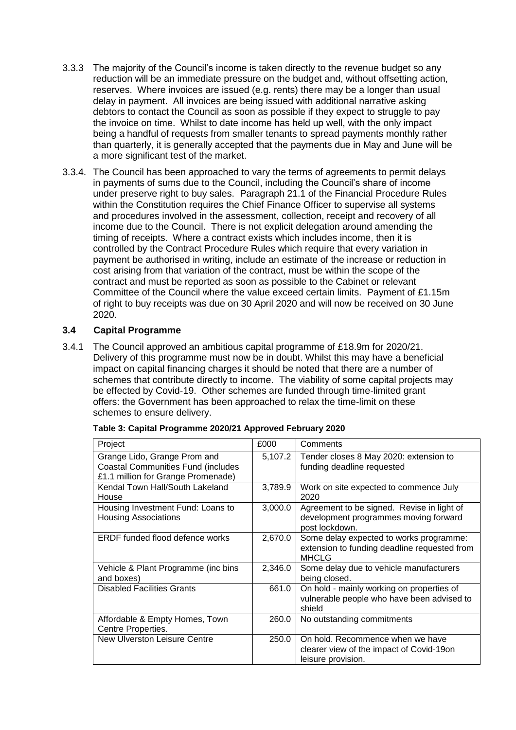3.3.3 The majority of the Council's income is taken directly to the revenue budget so any reduction will be an immediate pressure on the budget and, without offsetting action, reserves. Where invoices are issued (e.g. rents) there may be a longer than usual delay in payment. All invoices are being issued with additional narrative asking debtors to contact the Council as soon as possible if they expect to struggle to pay the invoice on time. Whilst to date income has held up well, with the only impact being a handful of requests from smaller tenants to spread payments monthly rather than quarterly, it is generally accepted that the payments due in May and June will be a more significant test of the market.

3.3.4. The Council has been approached to vary the terms of agreements to permit delays in payments of sums due to the Council, including the Council's share of income under preserve right to buy sales. Paragraph 21.1 of the Financial Procedure Rules within the Constitution requires the Chief Finance Officer to supervise all systems and procedures involved in the assessment, collection, receipt and recovery of all income due to the Council. There is not explicit delegation around amending the timing of receipts. Where a contract exists which includes income, then it is controlled by the Contract Procedure Rules which require that every variation in payment be authorised in writing, include an estimate of the increase or reduction in cost arising from that variation of the contract, must be within the scope of the contract and must be reported as soon as possible to the Cabinet or relevant Committee of the Council where the value exceed certain limits. Payment of £1.15m of right to buy receipts was due on 30 April 2020 and will now be received on 30 June 2020.

### 3.4 Capital Programme

3.4.1 The Council approved an ambitious capital programme of £18.9m for 2020/21. Delivery of this programme must now be in doubt. Whilst this may have a beneficial impact on capital financing charges it should be noted that there are a number of schemes that contribute directly to income. The viability of some capital projects may be effected by Covid-19. Other schemes are funded through time-limited grant offers: the Government has been approached to relax the time-limit on these schemes to ensure delivery.

**Table 3: Capital Programme 2020/21 Approved February 2020**

| Project | £000 | Comments |
|---|---|---|
| Grange Lido, Grange Prom and Coastal Communities Fund (includes £1.1 million for Grange Promenade) | 5,107.2 | Tender closes 8 May 2020: extension to funding deadline requested |
| Kendal Town Hall/South Lakeland House | 3,789.9 | Work on site expected to commence July 2020 |
| Housing Investment Fund: Loans to Housing Associations | 3,000.0 | Agreement to be signed. Revise in light of development programmes moving forward post lockdown. |
| ERDF funded flood defence works | 2,670.0 | Some delay expected to works programme: extension to funding deadline requested from MHCLG |
| Vehicle & Plant Programme (inc bins and boxes) | 2,346.0 | Some delay due to vehicle manufacturers being closed. |
| Disabled Facilities Grants | 661.0 | On hold - mainly working on properties of vulnerable people who have been advised to shield |
| Affordable & Empty Homes, Town Centre Properties. | 260.0 | No outstanding commitments |
| New Ulverston Leisure Centre | 250.0 | On hold. Recommence when we have clearer view of the impact of Covid-19on leisure provision. |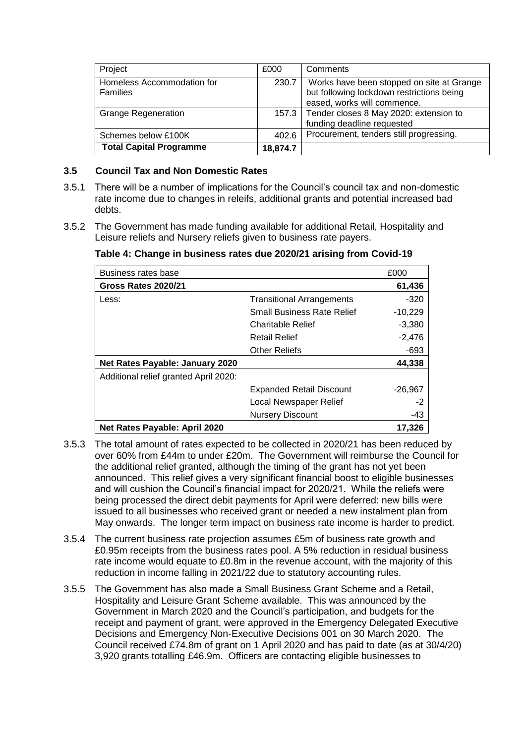| Project | £000 | Comments |
| --- | --- | --- |
| Homeless Accommodation for Families | 230.7 | Works have been stopped on site at Grange but following lockdown restrictions being eased, works will commence. |
| Grange Regeneration | 157.3 | Tender closes 8 May 2020: extension to funding deadline requested |
| Schemes below £100K | 402.6 | Procurement, tenders still progressing. |
| **Total Capital Programme** | **18,874.7** | |

### 3.5 Council Tax and Non Domestic Rates

3.5.1 There will be a number of implications for the Council's council tax and non-domestic rate income due to changes in releifs, additional grants and potential increased bad debts.

3.5.2 The Government has made funding available for additional Retail, Hospitality and Leisure reliefs and Nursery reliefs given to business rate payers.

**Table 4: Change in business rates due 2020/21 arising from Covid-19**

| Business rates base | | £000 |
| --- | --- | --- |
| **Gross Rates 2020/21** | | **61,436** |
| Less: | Transitional Arrangements | -320 |
| | Small Business Rate Relief | -10,229 |
| | Charitable Relief | -3,380 |
| | Retail Relief | -2,476 |
| | Other Reliefs | -693 |
| **Net Rates Payable: January 2020** | | **44,338** |
| Additional relief granted April 2020: | | |
| | Expanded Retail Discount | -26,967 |
| | Local Newspaper Relief | -2 |
| | Nursery Discount | -43 |
| **Net Rates Payable: April 2020** | | **17,326** |

3.5.3 The total amount of rates expected to be collected in 2020/21 has been reduced by over 60% from £44m to under £20m. The Government will reimburse the Council for the additional relief granted, although the timing of the grant has not yet been announced. This relief gives a very significant financial boost to eligible businesses and will cushion the Council's financial impact for 2020/21. While the reliefs were being processed the direct debit payments for April were deferred: new bills were issued to all businesses who received grant or needed a new instalment plan from May onwards. The longer term impact on business rate income is harder to predict.

3.5.4 The current business rate projection assumes £5m of business rate growth and £0.95m receipts from the business rates pool. A 5% reduction in residual business rate income would equate to £0.8m in the revenue account, with the majority of this reduction in income falling in 2021/22 due to statutory accounting rules.

3.5.5 The Government has also made a Small Business Grant Scheme and a Retail, Hospitality and Leisure Grant Scheme available. This was announced by the Government in March 2020 and the Council's participation, and budgets for the receipt and payment of grant, were approved in the Emergency Delegated Executive Decisions and Emergency Non-Executive Decisions 001 on 30 March 2020. The Council received £74.8m of grant on 1 April 2020 and has paid to date (as at 30/4/20) 3,920 grants totalling £46.9m. Officers are contacting eligible businesses to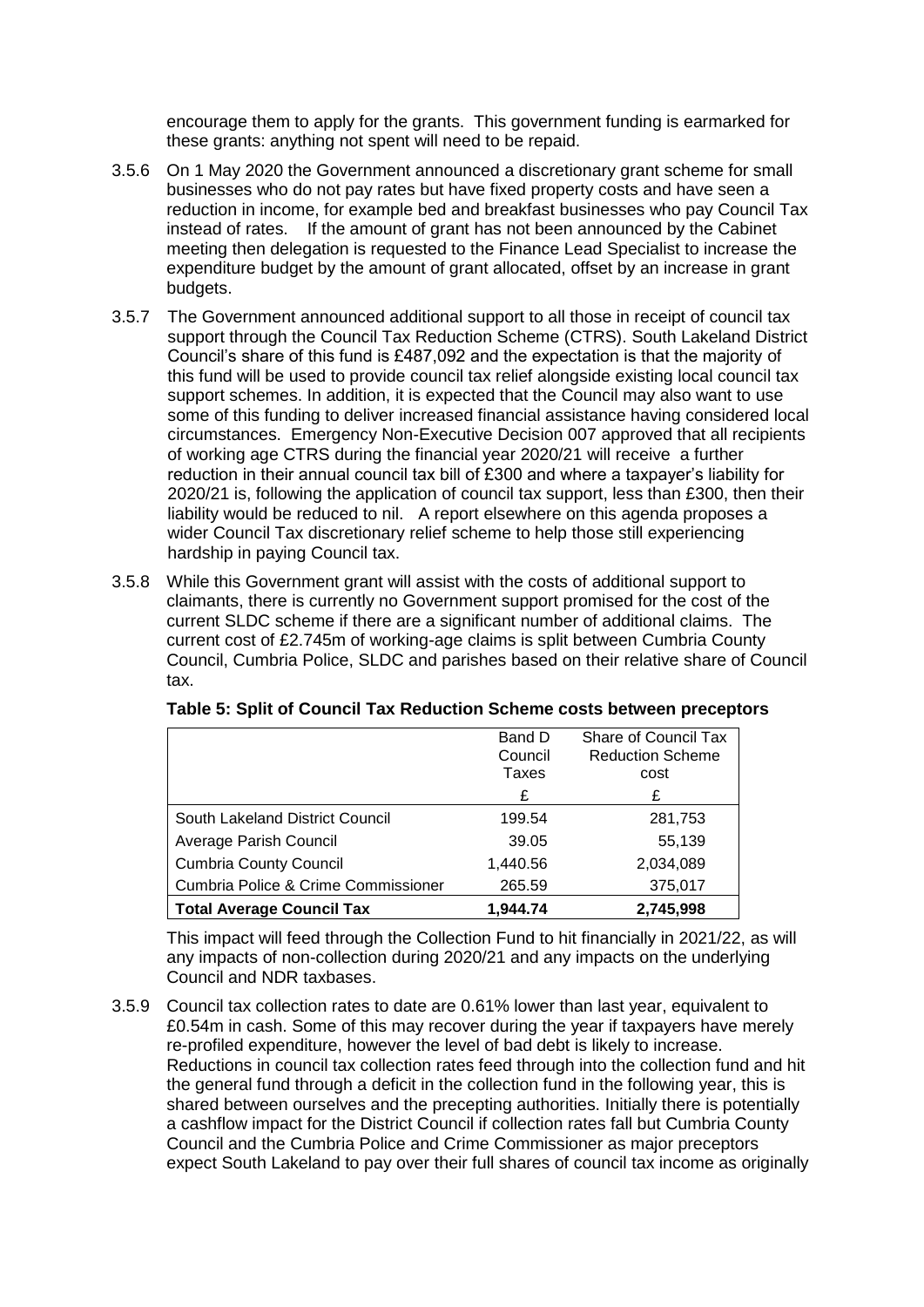encourage them to apply for the grants. This government funding is earmarked for these grants: anything not spent will need to be repaid.

3.5.6 On 1 May 2020 the Government announced a discretionary grant scheme for small businesses who do not pay rates but have fixed property costs and have seen a reduction in income, for example bed and breakfast businesses who pay Council Tax instead of rates. If the amount of grant has not been announced by the Cabinet meeting then delegation is requested to the Finance Lead Specialist to increase the expenditure budget by the amount of grant allocated, offset by an increase in grant budgets.

3.5.7 The Government announced additional support to all those in receipt of council tax support through the Council Tax Reduction Scheme (CTRS). South Lakeland District Council's share of this fund is £487,092 and the expectation is that the majority of this fund will be used to provide council tax relief alongside existing local council tax support schemes. In addition, it is expected that the Council may also want to use some of this funding to deliver increased financial assistance having considered local circumstances. Emergency Non-Executive Decision 007 approved that all recipients of working age CTRS during the financial year 2020/21 will receive a further reduction in their annual council tax bill of £300 and where a taxpayer's liability for 2020/21 is, following the application of council tax support, less than £300, then their liability would be reduced to nil. A report elsewhere on this agenda proposes a wider Council Tax discretionary relief scheme to help those still experiencing hardship in paying Council tax.

3.5.8 While this Government grant will assist with the costs of additional support to claimants, there is currently no Government support promised for the cost of the current SLDC scheme if there are a significant number of additional claims. The current cost of £2.745m of working-age claims is split between Cumbria County Council, Cumbria Police, SLDC and parishes based on their relative share of Council tax.

**Table 5: Split of Council Tax Reduction Scheme costs between preceptors**

| | Band D Council Taxes | Share of Council Tax Reduction Scheme cost |
|---|---|---|
| | £ | £ |
| South Lakeland District Council | 199.54 | 281,753 |
| Average Parish Council | 39.05 | 55,139 |
| Cumbria County Council | 1,440.56 | 2,034,089 |
| Cumbria Police & Crime Commissioner | 265.59 | 375,017 |
| **Total Average Council Tax** | **1,944.74** | **2,745,998** |

This impact will feed through the Collection Fund to hit financially in 2021/22, as will any impacts of non-collection during 2020/21 and any impacts on the underlying Council and NDR taxbases.

3.5.9 Council tax collection rates to date are 0.61% lower than last year, equivalent to £0.54m in cash. Some of this may recover during the year if taxpayers have merely re-profiled expenditure, however the level of bad debt is likely to increase. Reductions in council tax collection rates feed through into the collection fund and hit the general fund through a deficit in the collection fund in the following year, this is shared between ourselves and the precepting authorities. Initially there is potentially a cashflow impact for the District Council if collection rates fall but Cumbria County Council and the Cumbria Police and Crime Commissioner as major preceptors expect South Lakeland to pay over their full shares of council tax income as originally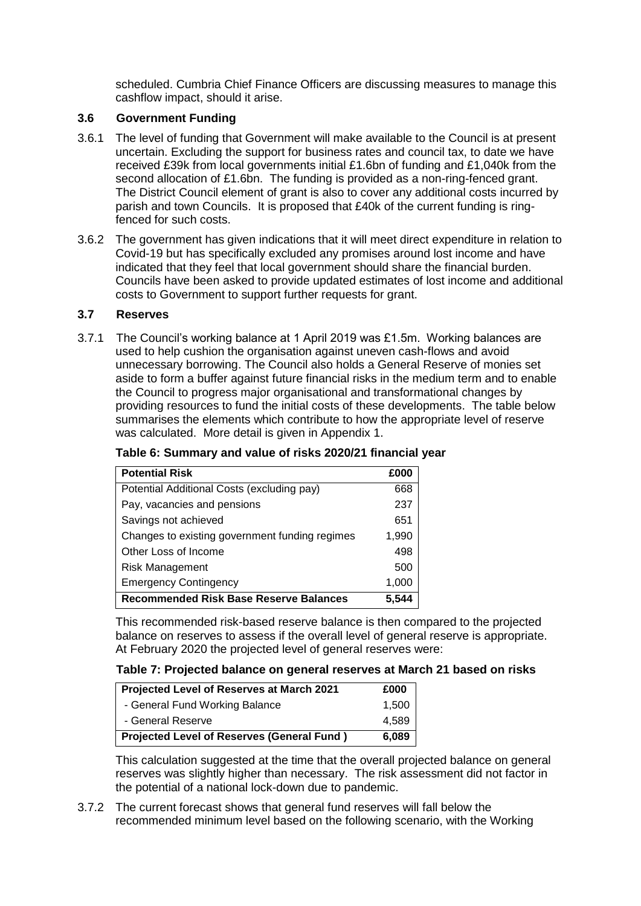scheduled. Cumbria Chief Finance Officers are discussing measures to manage this cashflow impact, should it arise.

### 3.6 Government Funding

3.6.1 The level of funding that Government will make available to the Council is at present uncertain. Excluding the support for business rates and council tax, to date we have received £39k from local governments initial £1.6bn of funding and £1,040k from the second allocation of £1.6bn. The funding is provided as a non-ring-fenced grant. The District Council element of grant is also to cover any additional costs incurred by parish and town Councils. It is proposed that £40k of the current funding is ring-fenced for such costs.

3.6.2 The government has given indications that it will meet direct expenditure in relation to Covid-19 but has specifically excluded any promises around lost income and have indicated that they feel that local government should share the financial burden. Councils have been asked to provide updated estimates of lost income and additional costs to Government to support further requests for grant.

### 3.7 Reserves

3.7.1 The Council's working balance at 1 April 2019 was £1.5m. Working balances are used to help cushion the organisation against uneven cash-flows and avoid unnecessary borrowing. The Council also holds a General Reserve of monies set aside to form a buffer against future financial risks in the medium term and to enable the Council to progress major organisational and transformational changes by providing resources to fund the initial costs of these developments. The table below summarises the elements which contribute to how the appropriate level of reserve was calculated. More detail is given in Appendix 1.

**Table 6: Summary and value of risks 2020/21 financial year**

| Potential Risk | £000 |
|---|---|
| Potential Additional Costs (excluding pay) | 668 |
| Pay, vacancies and pensions | 237 |
| Savings not achieved | 651 |
| Changes to existing government funding regimes | 1,990 |
| Other Loss of Income | 498 |
| Risk Management | 500 |
| Emergency Contingency | 1,000 |
| **Recommended Risk Base Reserve Balances** | **5,544** |

This recommended risk-based reserve balance is then compared to the projected balance on reserves to assess if the overall level of general reserve is appropriate. At February 2020 the projected level of general reserves were:

**Table 7: Projected balance on general reserves at March 21 based on risks**

| Projected Level of Reserves at March 2021 | £000 |
|---|---|
| - General Fund Working Balance | 1,500 |
| - General Reserve | 4,589 |
| **Projected Level of Reserves (General Fund )** | **6,089** |

This calculation suggested at the time that the overall projected balance on general reserves was slightly higher than necessary. The risk assessment did not factor in the potential of a national lock-down due to pandemic.

3.7.2 The current forecast shows that general fund reserves will fall below the recommended minimum level based on the following scenario, with the Working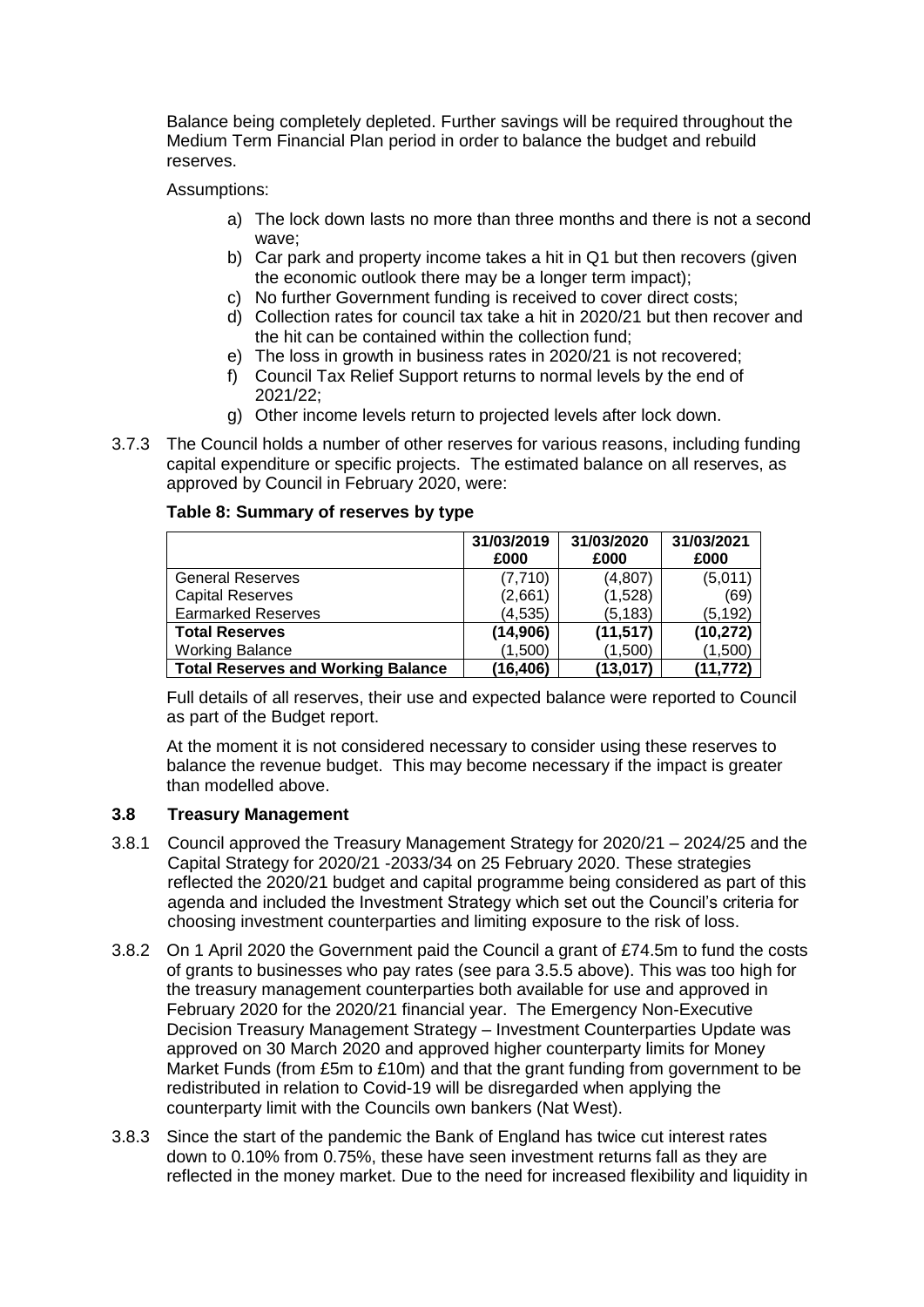Balance being completely depleted. Further savings will be required throughout the Medium Term Financial Plan period in order to balance the budget and rebuild reserves.

Assumptions:

a) The lock down lasts no more than three months and there is not a second wave;
b) Car park and property income takes a hit in Q1 but then recovers (given the economic outlook there may be a longer term impact);
c) No further Government funding is received to cover direct costs;
d) Collection rates for council tax take a hit in 2020/21 but then recover and the hit can be contained within the collection fund;
e) The loss in growth in business rates in 2020/21 is not recovered;
f) Council Tax Relief Support returns to normal levels by the end of 2021/22;
g) Other income levels return to projected levels after lock down.

3.7.3 The Council holds a number of other reserves for various reasons, including funding capital expenditure or specific projects. The estimated balance on all reserves, as approved by Council in February 2020, were:

**Table 8: Summary of reserves by type**

| | 31/03/2019 £000 | 31/03/2020 £000 | 31/03/2021 £000 |
|---|---|---|---|
| General Reserves | (7,710) | (4,807) | (5,011) |
| Capital Reserves | (2,661) | (1,528) | (69) |
| Earmarked Reserves | (4,535) | (5,183) | (5,192) |
| **Total Reserves** | **(14,906)** | **(11,517)** | **(10,272)** |
| Working Balance | (1,500) | (1,500) | (1,500) |
| **Total Reserves and Working Balance** | **(16,406)** | **(13,017)** | **(11,772)** |

Full details of all reserves, their use and expected balance were reported to Council as part of the Budget report.

At the moment it is not considered necessary to consider using these reserves to balance the revenue budget. This may become necessary if the impact is greater than modelled above.

### 3.8 Treasury Management

3.8.1 Council approved the Treasury Management Strategy for 2020/21 – 2024/25 and the Capital Strategy for 2020/21 -2033/34 on 25 February 2020. These strategies reflected the 2020/21 budget and capital programme being considered as part of this agenda and included the Investment Strategy which set out the Council's criteria for choosing investment counterparties and limiting exposure to the risk of loss.

3.8.2 On 1 April 2020 the Government paid the Council a grant of £74.5m to fund the costs of grants to businesses who pay rates (see para 3.5.5 above). This was too high for the treasury management counterparties both available for use and approved in February 2020 for the 2020/21 financial year. The Emergency Non-Executive Decision Treasury Management Strategy – Investment Counterparties Update was approved on 30 March 2020 and approved higher counterparty limits for Money Market Funds (from £5m to £10m) and that the grant funding from government to be redistributed in relation to Covid-19 will be disregarded when applying the counterparty limit with the Councils own bankers (Nat West).

3.8.3 Since the start of the pandemic the Bank of England has twice cut interest rates down to 0.10% from 0.75%, these have seen investment returns fall as they are reflected in the money market. Due to the need for increased flexibility and liquidity in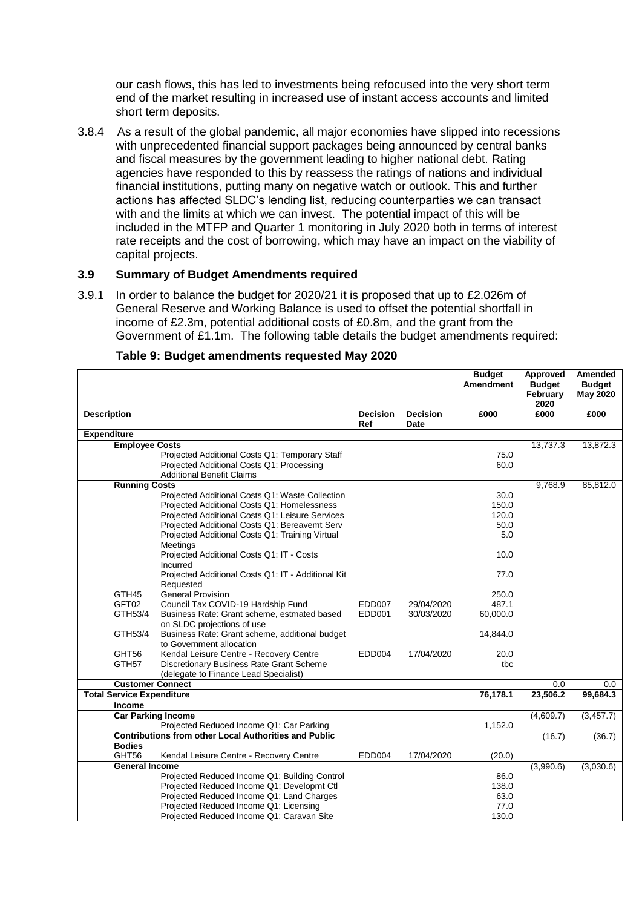our cash flows, this has led to investments being refocused into the very short term end of the market resulting in increased use of instant access accounts and limited short term deposits.

3.8.4 As a result of the global pandemic, all major economies have slipped into recessions with unprecedented financial support packages being announced by central banks and fiscal measures by the government leading to higher national debt. Rating agencies have responded to this by reassess the ratings of nations and individual financial institutions, putting many on negative watch or outlook. This and further actions has affected SLDC's lending list, reducing counterparties we can transact with and the limits at which we can invest. The potential impact of this will be included in the MTFP and Quarter 1 monitoring in July 2020 both in terms of interest rate receipts and the cost of borrowing, which may have an impact on the viability of capital projects.

### 3.9 Summary of Budget Amendments required

3.9.1 In order to balance the budget for 2020/21 it is proposed that up to £2.026m of General Reserve and Working Balance is used to offset the potential shortfall in income of £2.3m, potential additional costs of £0.8m, and the grant from the Government of £1.1m. The following table details the budget amendments required:

**Table 9: Budget amendments requested May 2020**

| Description | | Decision Ref | Decision Date | Budget Amendment £000 | Approved Budget February 2020 £000 | Amended Budget May 2020 £000 |
|---|---|---|---|---|---|---|
| **Expenditure** | | | | | | |
| **Employee Costs** | | | | | 13,737.3 | 13,872.3 |
| | Projected Additional Costs Q1: Temporary Staff | | | 75.0 | | |
| | Projected Additional Costs Q1: Processing Additional Benefit Claims | | | 60.0 | | |
| **Running Costs** | | | | | 9,768.9 | 85,812.0 |
| | Projected Additional Costs Q1: Waste Collection | | | 30.0 | | |
| | Projected Additional Costs Q1: Homelessness | | | 150.0 | | |
| | Projected Additional Costs Q1: Leisure Services | | | 120.0 | | |
| | Projected Additional Costs Q1: Bereavemt Serv | | | 50.0 | | |
| | Projected Additional Costs Q1: Training Virtual Meetings | | | 5.0 | | |
| | Projected Additional Costs Q1: IT - Costs Incurred | | | 10.0 | | |
| | Projected Additional Costs Q1: IT - Additional Kit Requested | | | 77.0 | | |
| GTH45 | General Provision | | | 250.0 | | |
| GFT02 | Council Tax COVID-19 Hardship Fund | EDD007 | 29/04/2020 | 487.1 | | |
| GTH53/4 | Business Rate: Grant scheme, estmated based on SLDC projections of use | EDD001 | 30/03/2020 | 60,000.0 | | |
| GTH53/4 | Business Rate: Grant scheme, additional budget to Government allocation | | | 14,844.0 | | |
| GHT56 | Kendal Leisure Centre - Recovery Centre | EDD004 | 17/04/2020 | 20.0 | | |
| GTH57 | Discretionary Business Rate Grant Scheme (delegate to Finance Lead Specialist) | | | tbc | | |
| **Customer Connect** | | | | | 0.0 | 0.0 |
| **Total Service Expenditure** | | | | **76,178.1** | **23,506.2** | **99,684.3** |
| **Income** | | | | | | |
| **Car Parking Income** | | | | | (4,609.7) | (3,457.7) |
| | Projected Reduced Income Q1: Car Parking | | | 1,152.0 | | |
| **Contributions from other Local Authorities and Public Bodies** | | | | | (16.7) | (36.7) |
| GHT56 | Kendal Leisure Centre - Recovery Centre | EDD004 | 17/04/2020 | (20.0) | | |
| **General Income** | | | | | (3,990.6) | (3,030.6) |
| | Projected Reduced Income Q1: Building Control | | | 86.0 | | |
| | Projected Reduced Income Q1: Developmt Ctl | | | 138.0 | | |
| | Projected Reduced Income Q1: Land Charges | | | 63.0 | | |
| | Projected Reduced Income Q1: Licensing | | | 77.0 | | |
| | Projected Reduced Income Q1: Caravan Site | | | 130.0 | | |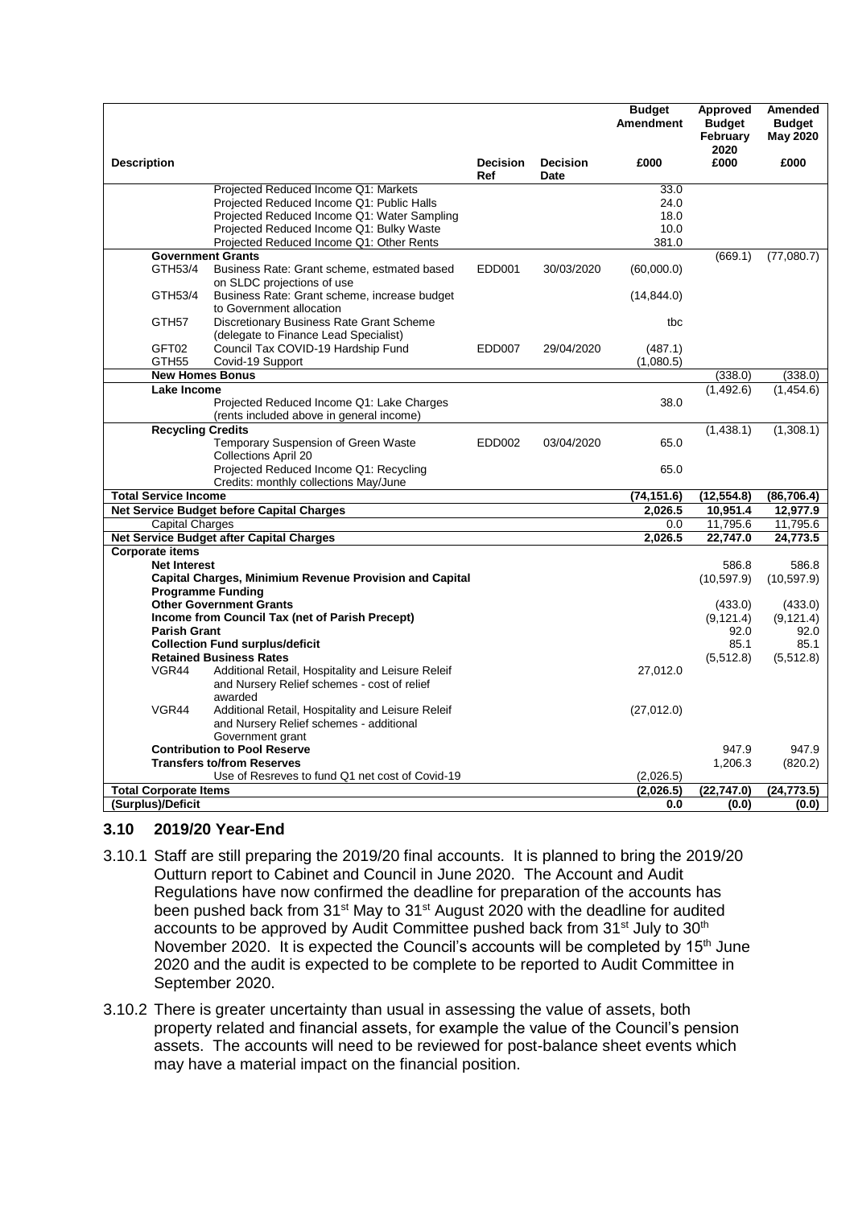| Description | | Decision Ref | Decision Date | Budget Amendment £000 | Approved Budget February 2020 £000 | Amended Budget May 2020 £000 |
|---|---|---|---|---|---|---|
| | Projected Reduced Income Q1: Markets | | | 33.0 | | |
| | Projected Reduced Income Q1: Public Halls | | | 24.0 | | |
| | Projected Reduced Income Q1: Water Sampling | | | 18.0 | | |
| | Projected Reduced Income Q1: Bulky Waste | | | 10.0 | | |
| | Projected Reduced Income Q1: Other Rents | | | 381.0 | | |
| **Government Grants** | | | | | (669.1) | (77,080.7) |
| GTH53/4 | Business Rate: Grant scheme, estmated based on SLDC projections of use | EDD001 | 30/03/2020 | (60,000.0) | | |
| GTH53/4 | Business Rate: Grant scheme, increase budget to Government allocation | | | (14,844.0) | | |
| GTH57 | Discretionary Business Rate Grant Scheme (delegate to Finance Lead Specialist) | | | tbc | | |
| GFT02 | Council Tax COVID-19 Hardship Fund | EDD007 | 29/04/2020 | (487.1) | | |
| GTH55 | Covid-19 Support | | | (1,080.5) | | |
| **New Homes Bonus** | | | | | (338.0) | (338.0) |
| **Lake Income** | | | | | (1,492.6) | (1,454.6) |
| | Projected Reduced Income Q1: Lake Charges (rents included above in general income) | | | 38.0 | | |
| **Recycling Credits** | | | | | (1,438.1) | (1,308.1) |
| | Temporary Suspension of Green Waste Collections April 20 | EDD002 | 03/04/2020 | 65.0 | | |
| | Projected Reduced Income Q1: Recycling Credits: monthly collections May/June | | | 65.0 | | |
| **Total Service Income** | | | | **(74,151.6)** | **(12,554.8)** | **(86,706.4)** |
| **Net Service Budget before Capital Charges** | | | | **2,026.5** | **10,951.4** | **12,977.9** |
| Capital Charges | | | | 0.0 | 11,795.6 | 11,795.6 |
| **Net Service Budget after Capital Charges** | | | | **2,026.5** | **22,747.0** | **24,773.5** |
| **Corporate items** | | | | | | |
| **Net Interest** | | | | | 586.8 | 586.8 |
| **Capital Charges, Minimium Revenue Provision and Capital Programme Funding** | | | | | (10,597.9) | (10,597.9) |
| **Other Government Grants** | | | | | (433.0) | (433.0) |
| **Income from Council Tax (net of Parish Precept)** | | | | | (9,121.4) | (9,121.4) |
| **Parish Grant** | | | | | 92.0 | 92.0 |
| **Collection Fund surplus/deficit** | | | | | 85.1 | 85.1 |
| **Retained Business Rates** | | | | | (5,512.8) | (5,512.8) |
| VGR44 | Additional Retail, Hospitality and Leisure Releif and Nursery Relief schemes - cost of relief awarded | | | 27,012.0 | | |
| VGR44 | Additional Retail, Hospitality and Leisure Releif and Nursery Relief schemes - additional Government grant | | | (27,012.0) | | |
| **Contribution to Pool Reserve** | | | | | 947.9 | 947.9 |
| **Transfers to/from Reserves** | | | | | 1,206.3 | (820.2) |
| | Use of Resreves to fund Q1 net cost of Covid-19 | | | (2,026.5) | | |
| **Total Corporate Items** | | | | **(2,026.5)** | **(22,747.0)** | **(24,773.5)** |
| **(Surplus)/Deficit** | | | | **0.0** | **(0.0)** | **(0.0)** |

### 3.10 2019/20 Year-End

3.10.1 Staff are still preparing the 2019/20 final accounts. It is planned to bring the 2019/20 Outturn report to Cabinet and Council in June 2020. The Account and Audit Regulations have now confirmed the deadline for preparation of the accounts has been pushed back from 31st May to 31st August 2020 with the deadline for audited accounts to be approved by Audit Committee pushed back from 31st July to 30th November 2020. It is expected the Council's accounts will be completed by 15th June 2020 and the audit is expected to be complete to be reported to Audit Committee in September 2020.

3.10.2 There is greater uncertainty than usual in assessing the value of assets, both property related and financial assets, for example the value of the Council's pension assets. The accounts will need to be reviewed for post-balance sheet events which may have a material impact on the financial position.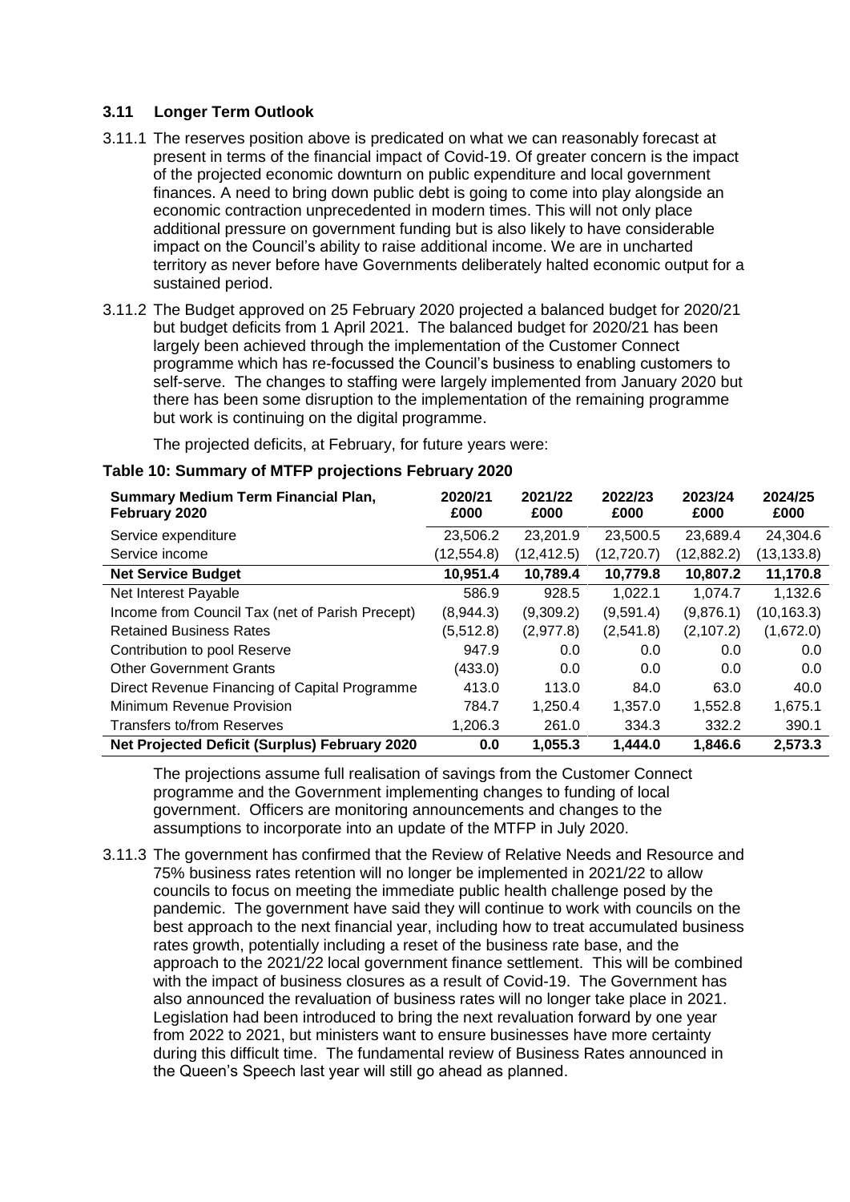### 3.11 Longer Term Outlook

3.11.1 The reserves position above is predicated on what we can reasonably forecast at present in terms of the financial impact of Covid-19. Of greater concern is the impact of the projected economic downturn on public expenditure and local government finances. A need to bring down public debt is going to come into play alongside an economic contraction unprecedented in modern times. This will not only place additional pressure on government funding but is also likely to have considerable impact on the Council's ability to raise additional income. We are in uncharted territory as never before have Governments deliberately halted economic output for a sustained period.

3.11.2 The Budget approved on 25 February 2020 projected a balanced budget for 2020/21 but budget deficits from 1 April 2021. The balanced budget for 2020/21 has been largely been achieved through the implementation of the Customer Connect programme which has re-focussed the Council's business to enabling customers to self-serve. The changes to staffing were largely implemented from January 2020 but there has been some disruption to the implementation of the remaining programme but work is continuing on the digital programme.

The projected deficits, at February, for future years were:

**Table 10: Summary of MTFP projections February 2020**

| Summary Medium Term Financial Plan, February 2020 | 2020/21 £000 | 2021/22 £000 | 2022/23 £000 | 2023/24 £000 | 2024/25 £000 |
|---|---|---|---|---|---|
| Service expenditure | 23,506.2 | 23,201.9 | 23,500.5 | 23,689.4 | 24,304.6 |
| Service income | (12,554.8) | (12,412.5) | (12,720.7) | (12,882.2) | (13,133.8) |
| **Net Service Budget** | **10,951.4** | **10,789.4** | **10,779.8** | **10,807.2** | **11,170.8** |
| Net Interest Payable | 586.9 | 928.5 | 1,022.1 | 1,074.7 | 1,132.6 |
| Income from Council Tax (net of Parish Precept) | (8,944.3) | (9,309.2) | (9,591.4) | (9,876.1) | (10,163.3) |
| Retained Business Rates | (5,512.8) | (2,977.8) | (2,541.8) | (2,107.2) | (1,672.0) |
| Contribution to pool Reserve | 947.9 | 0.0 | 0.0 | 0.0 | 0.0 |
| Other Government Grants | (433.0) | 0.0 | 0.0 | 0.0 | 0.0 |
| Direct Revenue Financing of Capital Programme | 413.0 | 113.0 | 84.0 | 63.0 | 40.0 |
| Minimum Revenue Provision | 784.7 | 1,250.4 | 1,357.0 | 1,552.8 | 1,675.1 |
| Transfers to/from Reserves | 1,206.3 | 261.0 | 334.3 | 332.2 | 390.1 |
| **Net Projected Deficit (Surplus) February 2020** | **0.0** | **1,055.3** | **1,444.0** | **1,846.6** | **2,573.3** |

The projections assume full realisation of savings from the Customer Connect programme and the Government implementing changes to funding of local government. Officers are monitoring announcements and changes to the assumptions to incorporate into an update of the MTFP in July 2020.

3.11.3 The government has confirmed that the Review of Relative Needs and Resource and 75% business rates retention will no longer be implemented in 2021/22 to allow councils to focus on meeting the immediate public health challenge posed by the pandemic. The government have said they will continue to work with councils on the best approach to the next financial year, including how to treat accumulated business rates growth, potentially including a reset of the business rate base, and the approach to the 2021/22 local government finance settlement. This will be combined with the impact of business closures as a result of Covid-19. The Government has also announced the revaluation of business rates will no longer take place in 2021. Legislation had been introduced to bring the next revaluation forward by one year from 2022 to 2021, but ministers want to ensure businesses have more certainty during this difficult time. The fundamental review of Business Rates announced in the Queen's Speech last year will still go ahead as planned.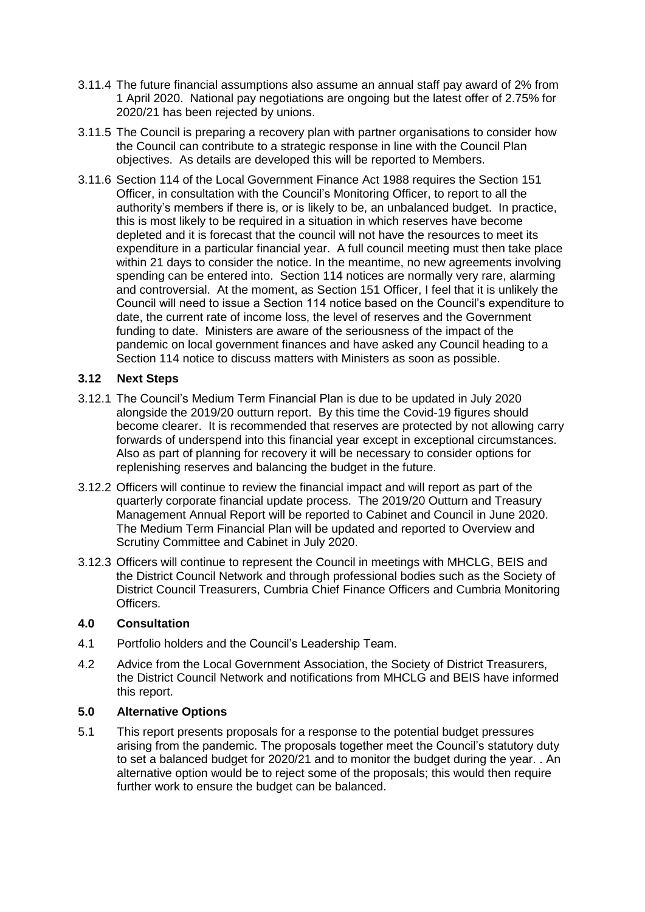3.11.4 The future financial assumptions also assume an annual staff pay award of 2% from 1 April 2020. National pay negotiations are ongoing but the latest offer of 2.75% for 2020/21 has been rejected by unions.

3.11.5 The Council is preparing a recovery plan with partner organisations to consider how the Council can contribute to a strategic response in line with the Council Plan objectives. As details are developed this will be reported to Members.

3.11.6 Section 114 of the Local Government Finance Act 1988 requires the Section 151 Officer, in consultation with the Council's Monitoring Officer, to report to all the authority's members if there is, or is likely to be, an unbalanced budget. In practice, this is most likely to be required in a situation in which reserves have become depleted and it is forecast that the council will not have the resources to meet its expenditure in a particular financial year. A full council meeting must then take place within 21 days to consider the notice. In the meantime, no new agreements involving spending can be entered into. Section 114 notices are normally very rare, alarming and controversial. At the moment, as Section 151 Officer, I feel that it is unlikely the Council will need to issue a Section 114 notice based on the Council's expenditure to date, the current rate of income loss, the level of reserves and the Government funding to date. Ministers are aware of the seriousness of the impact of the pandemic on local government finances and have asked any Council heading to a Section 114 notice to discuss matters with Ministers as soon as possible.

### 3.12 Next Steps

3.12.1 The Council's Medium Term Financial Plan is due to be updated in July 2020 alongside the 2019/20 outturn report. By this time the Covid-19 figures should become clearer. It is recommended that reserves are protected by not allowing carry forwards of underspend into this financial year except in exceptional circumstances. Also as part of planning for recovery it will be necessary to consider options for replenishing reserves and balancing the budget in the future.

3.12.2 Officers will continue to review the financial impact and will report as part of the quarterly corporate financial update process. The 2019/20 Outturn and Treasury Management Annual Report will be reported to Cabinet and Council in June 2020. The Medium Term Financial Plan will be updated and reported to Overview and Scrutiny Committee and Cabinet in July 2020.

3.12.3 Officers will continue to represent the Council in meetings with MHCLG, BEIS and the District Council Network and through professional bodies such as the Society of District Council Treasurers, Cumbria Chief Finance Officers and Cumbria Monitoring Officers.

## 4.0 Consultation

4.1 Portfolio holders and the Council's Leadership Team.

4.2 Advice from the Local Government Association, the Society of District Treasurers, the District Council Network and notifications from MHCLG and BEIS have informed this report.

## 5.0 Alternative Options

5.1 This report presents proposals for a response to the potential budget pressures arising from the pandemic. The proposals together meet the Council's statutory duty to set a balanced budget for 2020/21 and to monitor the budget during the year. . An alternative option would be to reject some of the proposals; this would then require further work to ensure the budget can be balanced.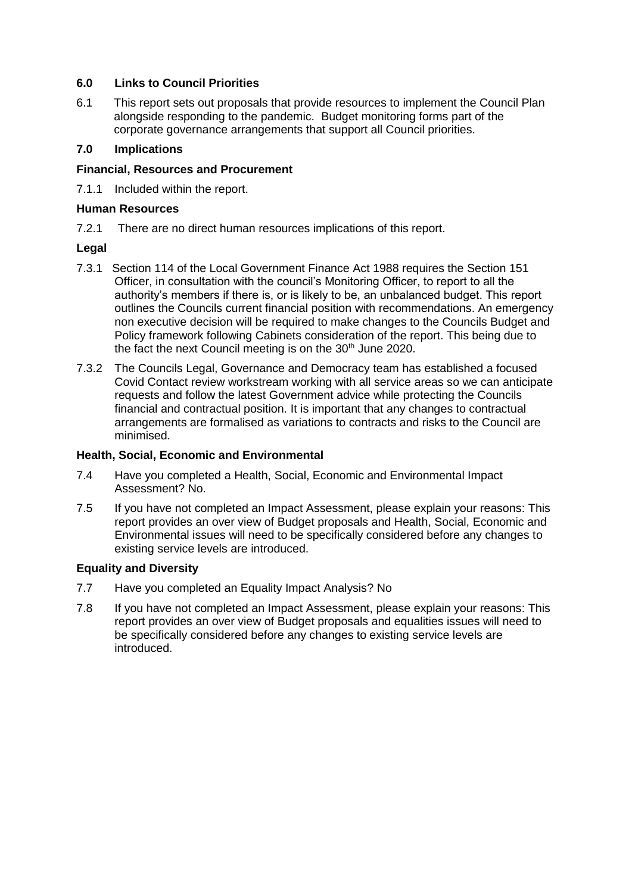## 6.0 Links to Council Priorities

6.1 This report sets out proposals that provide resources to implement the Council Plan alongside responding to the pandemic. Budget monitoring forms part of the corporate governance arrangements that support all Council priorities.

## 7.0 Implications

### Financial, Resources and Procurement

7.1.1 Included within the report.

### Human Resources

7.2.1 There are no direct human resources implications of this report.

### Legal

7.3.1 Section 114 of the Local Government Finance Act 1988 requires the Section 151 Officer, in consultation with the council's Monitoring Officer, to report to all the authority's members if there is, or is likely to be, an unbalanced budget. This report outlines the Councils current financial position with recommendations. An emergency non executive decision will be required to make changes to the Councils Budget and Policy framework following Cabinets consideration of the report. This being due to the fact the next Council meeting is on the 30th June 2020.

7.3.2 The Councils Legal, Governance and Democracy team has established a focused Covid Contact review workstream working with all service areas so we can anticipate requests and follow the latest Government advice while protecting the Councils financial and contractual position. It is important that any changes to contractual arrangements are formalised as variations to contracts and risks to the Council are minimised.

### Health, Social, Economic and Environmental

7.4 Have you completed a Health, Social, Economic and Environmental Impact Assessment? No.

7.5 If you have not completed an Impact Assessment, please explain your reasons: This report provides an over view of Budget proposals and Health, Social, Economic and Environmental issues will need to be specifically considered before any changes to existing service levels are introduced.

### Equality and Diversity

7.7 Have you completed an Equality Impact Analysis? No

7.8 If you have not completed an Impact Assessment, please explain your reasons: This report provides an over view of Budget proposals and equalities issues will need to be specifically considered before any changes to existing service levels are introduced.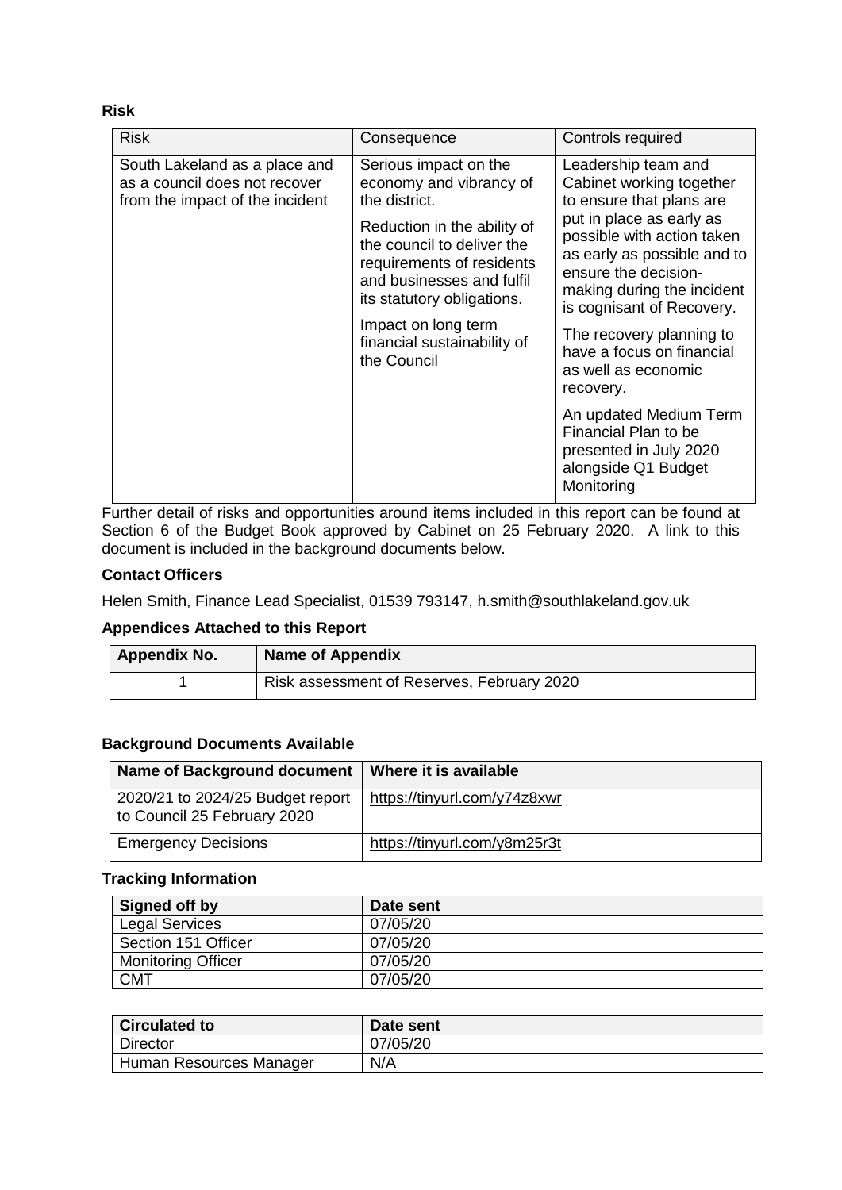**Risk**

| Risk | Consequence | Controls required |
|---|---|---|
| South Lakeland as a place and as a council does not recover from the impact of the incident | Serious impact on the economy and vibrancy of the district.<br><br>Reduction in the ability of the council to deliver the requirements of residents and businesses and fulfil its statutory obligations.<br><br>Impact on long term financial sustainability of the Council | Leadership team and Cabinet working together to ensure that plans are put in place as early as possible with action taken as early as possible and to ensure the decision-making during the incident is cognisant of Recovery.<br><br>The recovery planning to have a focus on financial as well as economic recovery.<br><br>An updated Medium Term Financial Plan to be presented in July 2020 alongside Q1 Budget Monitoring |

Further detail of risks and opportunities around items included in this report can be found at Section 6 of the Budget Book approved by Cabinet on 25 February 2020. A link to this document is included in the background documents below.

**Contact Officers**

Helen Smith, Finance Lead Specialist, 01539 793147, h.smith@southlakeland.gov.uk

**Appendices Attached to this Report**

| Appendix No. | Name of Appendix |
|---|---|
| 1 | Risk assessment of Reserves, February 2020 |

**Background Documents Available**

| Name of Background document | Where it is available |
|---|---|
| 2020/21 to 2024/25 Budget report to Council 25 February 2020 | https://tinyurl.com/y74z8xwr |
| Emergency Decisions | https://tinyurl.com/y8m25r3t |

**Tracking Information**

| Signed off by | Date sent |
|---|---|
| Legal Services | 07/05/20 |
| Section 151 Officer | 07/05/20 |
| Monitoring Officer | 07/05/20 |
| CMT | 07/05/20 |

| Circulated to | Date sent |
|---|---|
| Director | 07/05/20 |
| Human Resources Manager | N/A |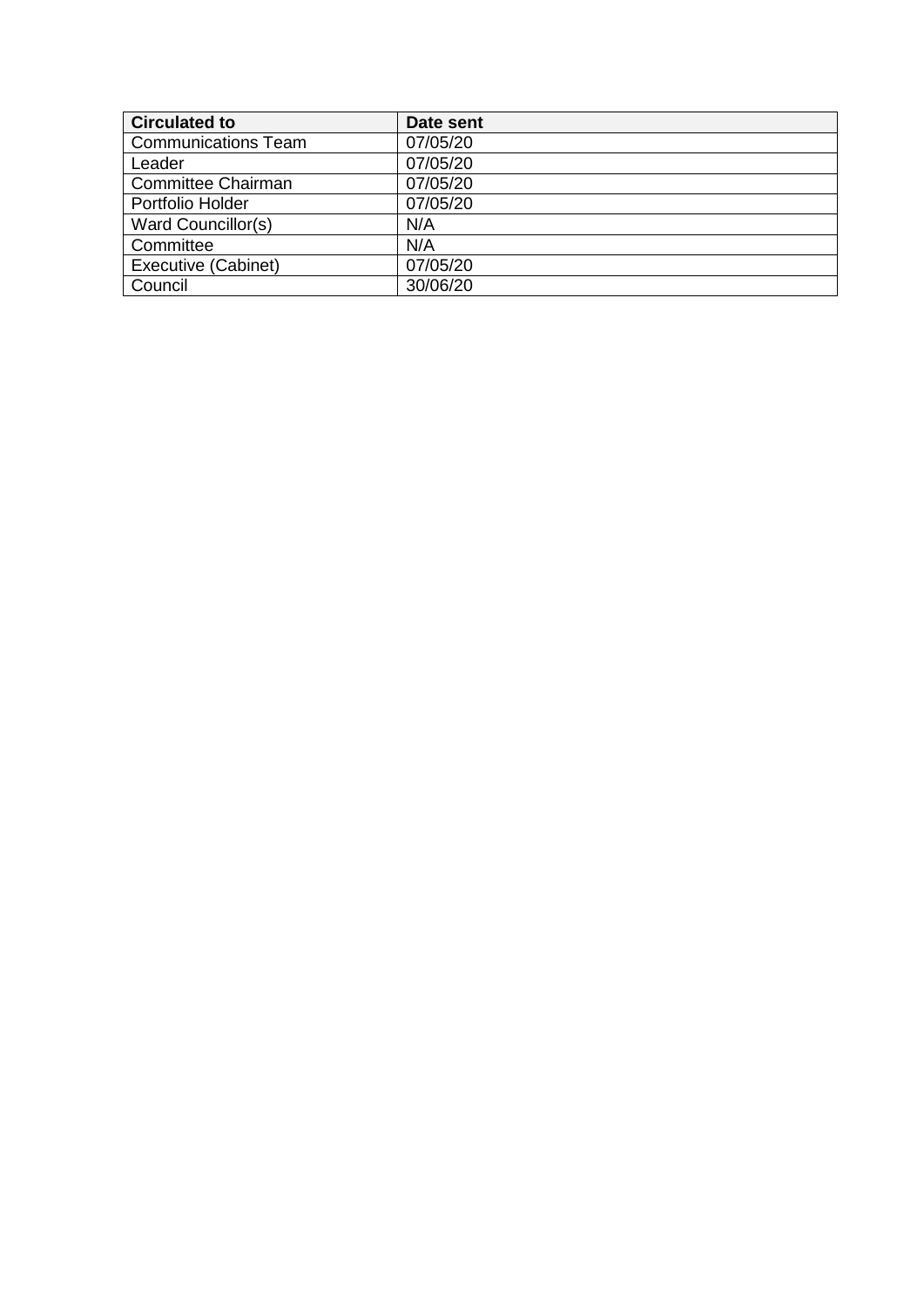| Circulated to | Date sent |
| --- | --- |
| Communications Team | 07/05/20 |
| Leader | 07/05/20 |
| Committee Chairman | 07/05/20 |
| Portfolio Holder | 07/05/20 |
| Ward Councillor(s) | N/A |
| Committee | N/A |
| Executive (Cabinet) | 07/05/20 |
| Council | 30/06/20 |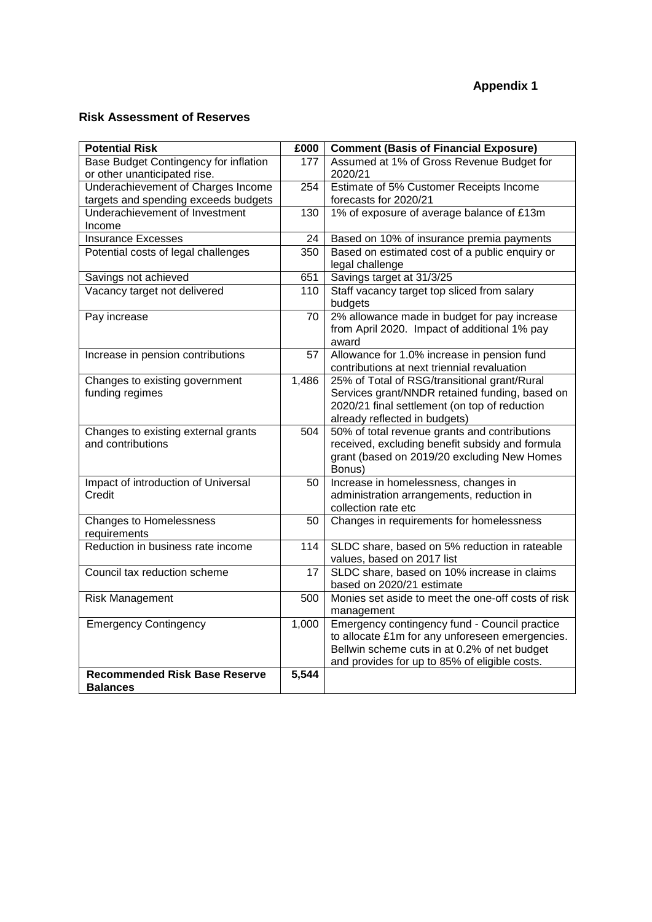**Appendix 1**

## Risk Assessment of Reserves

| Potential Risk | £000 | Comment (Basis of Financial Exposure) |
|---|---|---|
| Base Budget Contingency for inflation or other unanticipated rise. | 177 | Assumed at 1% of Gross Revenue Budget for 2020/21 |
| Underachievement of Charges Income targets and spending exceeds budgets | 254 | Estimate of 5% Customer Receipts Income forecasts for 2020/21 |
| Underachievement of Investment Income | 130 | 1% of exposure of average balance of £13m |
| Insurance Excesses | 24 | Based on 10% of insurance premia payments |
| Potential costs of legal challenges | 350 | Based on estimated cost of a public enquiry or legal challenge |
| Savings not achieved | 651 | Savings target at 31/3/25 |
| Vacancy target not delivered | 110 | Staff vacancy target top sliced from salary budgets |
| Pay increase | 70 | 2% allowance made in budget for pay increase from April 2020. Impact of additional 1% pay award |
| Increase in pension contributions | 57 | Allowance for 1.0% increase in pension fund contributions at next triennial revaluation |
| Changes to existing government funding regimes | 1,486 | 25% of Total of RSG/transitional grant/Rural Services grant/NNDR retained funding, based on 2020/21 final settlement (on top of reduction already reflected in budgets) |
| Changes to existing external grants and contributions | 504 | 50% of total revenue grants and contributions received, excluding benefit subsidy and formula grant (based on 2019/20 excluding New Homes Bonus) |
| Impact of introduction of Universal Credit | 50 | Increase in homelessness, changes in administration arrangements, reduction in collection rate etc |
| Changes to Homelessness requirements | 50 | Changes in requirements for homelessness |
| Reduction in business rate income | 114 | SLDC share, based on 5% reduction in rateable values, based on 2017 list |
| Council tax reduction scheme | 17 | SLDC share, based on 10% increase in claims based on 2020/21 estimate |
| Risk Management | 500 | Monies set aside to meet the one-off costs of risk management |
| Emergency Contingency | 1,000 | Emergency contingency fund - Council practice to allocate £1m for any unforeseen emergencies. Bellwin scheme cuts in at 0.2% of net budget and provides for up to 85% of eligible costs. |
| **Recommended Risk Base Reserve Balances** | **5,544** | |